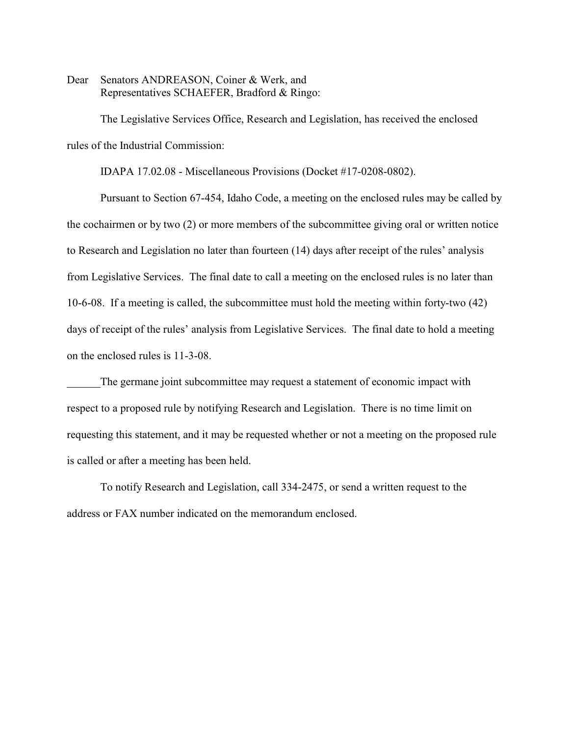Dear Senators ANDREASON, Coiner & Werk, and
Representatives SCHAEFER, Bradford & Ringo:

The Legislative Services Office, Research and Legislation, has received the enclosed rules of the Industrial Commission:

IDAPA 17.02.08 - Miscellaneous Provisions (Docket #17-0208-0802).

Pursuant to Section 67-454, Idaho Code, a meeting on the enclosed rules may be called by the cochairmen or by two (2) or more members of the subcommittee giving oral or written notice to Research and Legislation no later than fourteen (14) days after receipt of the rules' analysis from Legislative Services. The final date to call a meeting on the enclosed rules is no later than 10-6-08. If a meeting is called, the subcommittee must hold the meeting within forty-two (42) days of receipt of the rules' analysis from Legislative Services. The final date to hold a meeting on the enclosed rules is 11-3-08.

______The germane joint subcommittee may request a statement of economic impact with respect to a proposed rule by notifying Research and Legislation. There is no time limit on requesting this statement, and it may be requested whether or not a meeting on the proposed rule is called or after a meeting has been held.

To notify Research and Legislation, call 334-2475, or send a written request to the address or FAX number indicated on the memorandum enclosed.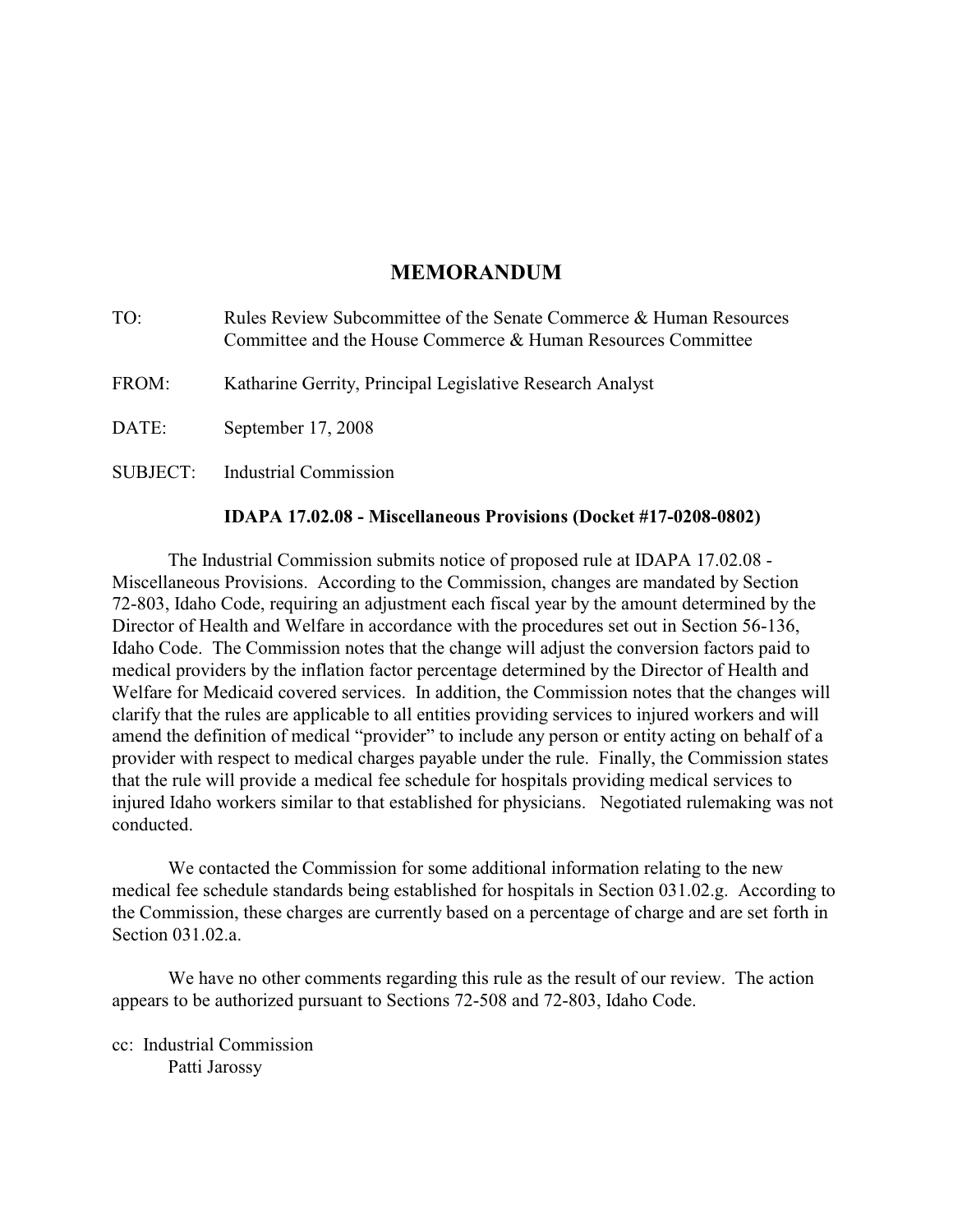# MEMORANDUM

TO: Rules Review Subcommittee of the Senate Commerce & Human Resources Committee and the House Commerce & Human Resources Committee

FROM: Katharine Gerrity, Principal Legislative Research Analyst

DATE: September 17, 2008

SUBJECT: Industrial Commission

**IDAPA 17.02.08 - Miscellaneous Provisions (Docket #17-0208-0802)**

The Industrial Commission submits notice of proposed rule at IDAPA 17.02.08 - Miscellaneous Provisions. According to the Commission, changes are mandated by Section 72-803, Idaho Code, requiring an adjustment each fiscal year by the amount determined by the Director of Health and Welfare in accordance with the procedures set out in Section 56-136, Idaho Code. The Commission notes that the change will adjust the conversion factors paid to medical providers by the inflation factor percentage determined by the Director of Health and Welfare for Medicaid covered services. In addition, the Commission notes that the changes will clarify that the rules are applicable to all entities providing services to injured workers and will amend the definition of medical "provider" to include any person or entity acting on behalf of a provider with respect to medical charges payable under the rule. Finally, the Commission states that the rule will provide a medical fee schedule for hospitals providing medical services to injured Idaho workers similar to that established for physicians. Negotiated rulemaking was not conducted.

We contacted the Commission for some additional information relating to the new medical fee schedule standards being established for hospitals in Section 031.02.g. According to the Commission, these charges are currently based on a percentage of charge and are set forth in Section 031.02.a.

We have no other comments regarding this rule as the result of our review. The action appears to be authorized pursuant to Sections 72-508 and 72-803, Idaho Code.

cc: Industrial Commission
Patti Jarossy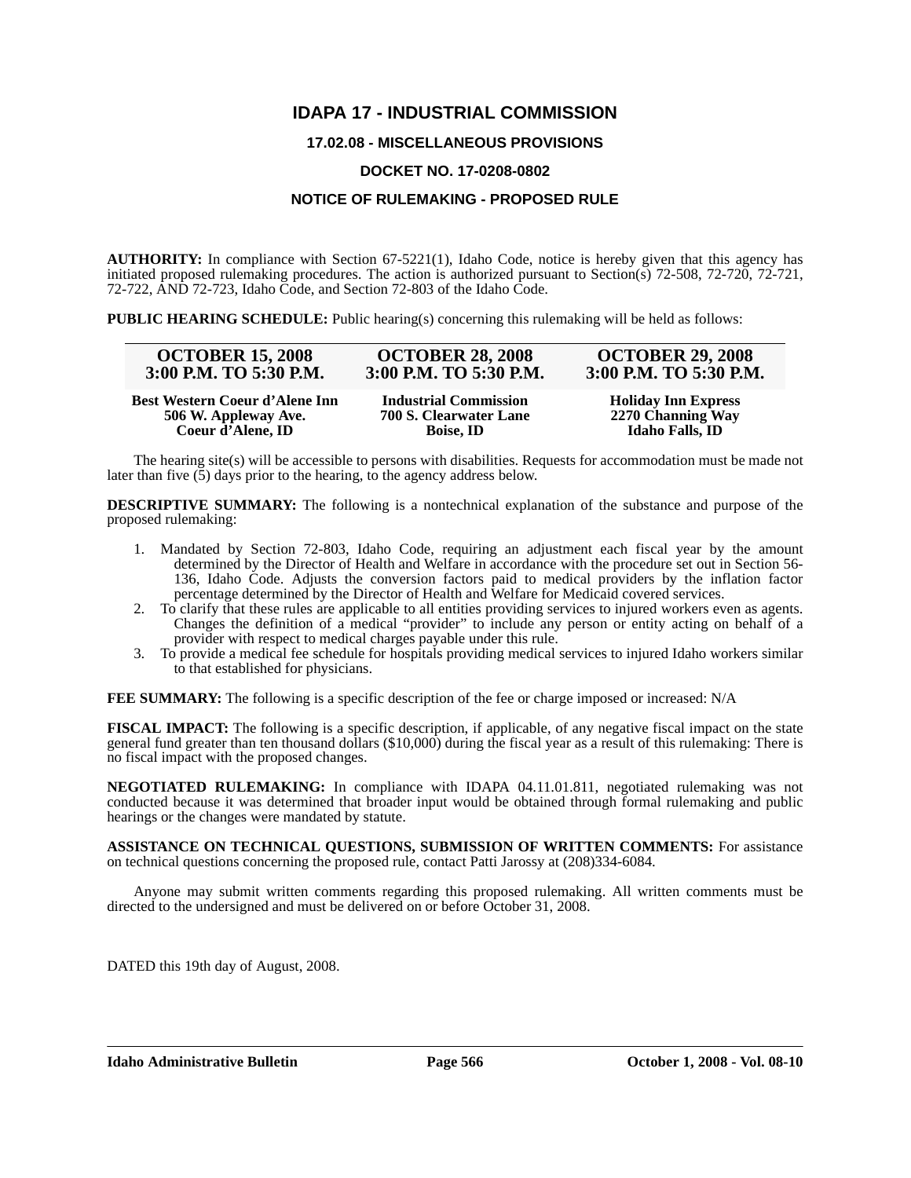# IDAPA 17 - INDUSTRIAL COMMISSION

## 17.02.08 - MISCELLANEOUS PROVISIONS

## DOCKET NO. 17-0208-0802

## NOTICE OF RULEMAKING - PROPOSED RULE

**AUTHORITY:** In compliance with Section 67-5221(1), Idaho Code, notice is hereby given that this agency has initiated proposed rulemaking procedures. The action is authorized pursuant to Section(s) 72-508, 72-720, 72-721, 72-722, AND 72-723, Idaho Code, and Section 72-803 of the Idaho Code.

**PUBLIC HEARING SCHEDULE:** Public hearing(s) concerning this rulemaking will be held as follows:

| OCTOBER 15, 2008<br>3:00 P.M. TO 5:30 P.M. | OCTOBER 28, 2008<br>3:00 P.M. TO 5:30 P.M. | OCTOBER 29, 2008<br>3:00 P.M. TO 5:30 P.M. |
|---|---|---|
| **Best Western Coeur d'Alene Inn**<br>**506 W. Appleway Ave.**<br>**Coeur d'Alene, ID** | **Industrial Commission**<br>**700 S. Clearwater Lane**<br>**Boise, ID** | **Holiday Inn Express**<br>**2270 Channing Way**<br>**Idaho Falls, ID** |

The hearing site(s) will be accessible to persons with disabilities. Requests for accommodation must be made not later than five (5) days prior to the hearing, to the agency address below.

**DESCRIPTIVE SUMMARY:** The following is a nontechnical explanation of the substance and purpose of the proposed rulemaking:

1. Mandated by Section 72-803, Idaho Code, requiring an adjustment each fiscal year by the amount determined by the Director of Health and Welfare in accordance with the procedure set out in Section 56-136, Idaho Code. Adjusts the conversion factors paid to medical providers by the inflation factor percentage determined by the Director of Health and Welfare for Medicaid covered services.
2. To clarify that these rules are applicable to all entities providing services to injured workers even as agents. Changes the definition of a medical "provider" to include any person or entity acting on behalf of a provider with respect to medical charges payable under this rule.
3. To provide a medical fee schedule for hospitals providing medical services to injured Idaho workers similar to that established for physicians.

**FEE SUMMARY:** The following is a specific description of the fee or charge imposed or increased: N/A

**FISCAL IMPACT:** The following is a specific description, if applicable, of any negative fiscal impact on the state general fund greater than ten thousand dollars ($10,000) during the fiscal year as a result of this rulemaking: There is no fiscal impact with the proposed changes.

**NEGOTIATED RULEMAKING:** In compliance with IDAPA 04.11.01.811, negotiated rulemaking was not conducted because it was determined that broader input would be obtained through formal rulemaking and public hearings or the changes were mandated by statute.

**ASSISTANCE ON TECHNICAL QUESTIONS, SUBMISSION OF WRITTEN COMMENTS:** For assistance on technical questions concerning the proposed rule, contact Patti Jarossy at (208)334-6084.

Anyone may submit written comments regarding this proposed rulemaking. All written comments must be directed to the undersigned and must be delivered on or before October 31, 2008.

DATED this 19th day of August, 2008.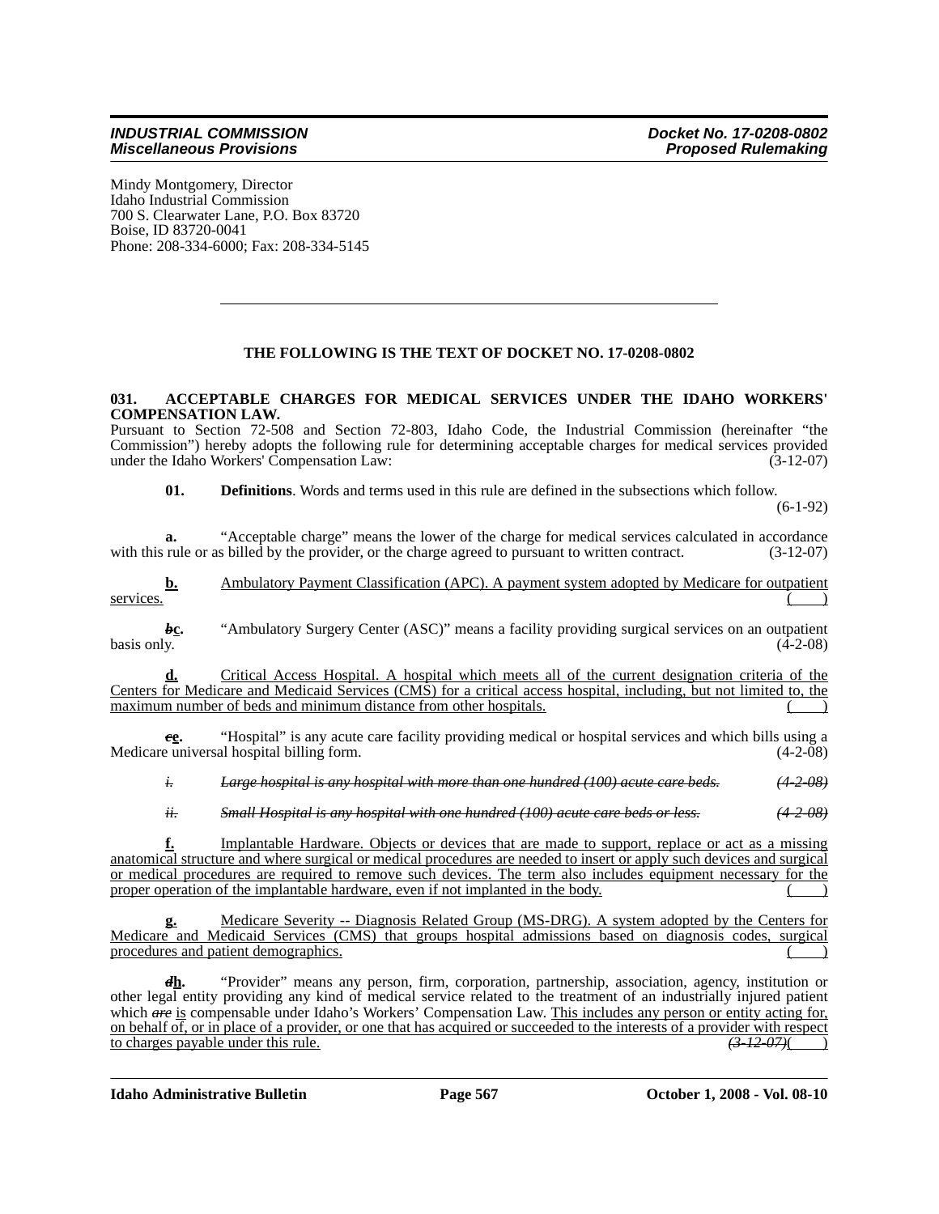Mindy Montgomery, Director
Idaho Industrial Commission
700 S. Clearwater Lane, P.O. Box 83720
Boise, ID 83720-0041
Phone: 208-334-6000; Fax: 208-334-5145

---

**THE FOLLOWING IS THE TEXT OF DOCKET NO. 17-0208-0802**

**031. ACCEPTABLE CHARGES FOR MEDICAL SERVICES UNDER THE IDAHO WORKERS' COMPENSATION LAW.**

Pursuant to Section 72-508 and Section 72-803, Idaho Code, the Industrial Commission (hereinafter "the Commission") hereby adopts the following rule for determining acceptable charges for medical services provided under the Idaho Workers' Compensation Law: (3-12-07)

**01. Definitions**. Words and terms used in this rule are defined in the subsections which follow. (6-1-92)

**a.** "Acceptable charge" means the lower of the charge for medical services calculated in accordance with this rule or as billed by the provider, or the charge agreed to pursuant to written contract. (3-12-07)

<u>**b.** Ambulatory Payment Classification (APC). A payment system adopted by Medicare for outpatient services.</u> ( )

~~*b*~~<u>**c**</u>**.** "Ambulatory Surgery Center (ASC)" means a facility providing surgical services on an outpatient basis only. (4-2-08)

<u>**d.** Critical Access Hospital. A hospital which meets all of the current designation criteria of the Centers for Medicare and Medicaid Services (CMS) for a critical access hospital, including, but not limited to, the maximum number of beds and minimum distance from other hospitals.</u> ( )

~~*c*~~<u>**e**</u>**.** "Hospital" is any acute care facility providing medical or hospital services and which bills using a Medicare universal hospital billing form. (4-2-08)

~~*i. Large hospital is any hospital with more than one hundred (100) acute care beds. (4-2-08)*~~

~~*ii. Small Hospital is any hospital with one hundred (100) acute care beds or less. (4-2-08)*~~

<u>**f.** Implantable Hardware. Objects or devices that are made to support, replace or act as a missing anatomical structure and where surgical or medical procedures are needed to insert or apply such devices and surgical or medical procedures are required to remove such devices. The term also includes equipment necessary for the proper operation of the implantable hardware, even if not implanted in the body.</u> ( )

<u>**g.** Medicare Severity -- Diagnosis Related Group (MS-DRG). A system adopted by the Centers for Medicare and Medicaid Services (CMS) that groups hospital admissions based on diagnosis codes, surgical procedures and patient demographics.</u> ( )

~~*d*~~<u>**h**</u>**.** "Provider" means any person, firm, corporation, partnership, association, agency, institution or other legal entity providing any kind of medical service related to the treatment of an industrially injured patient which ~~*are*~~ <u>is</u> compensable under Idaho's Workers' Compensation Law. <u>This includes any person or entity acting for, on behalf of, or in place of a provider, or one that has acquired or succeeded to the interests of a provider with respect to charges payable under this rule.</u> ~~*(3-12-07)*~~( )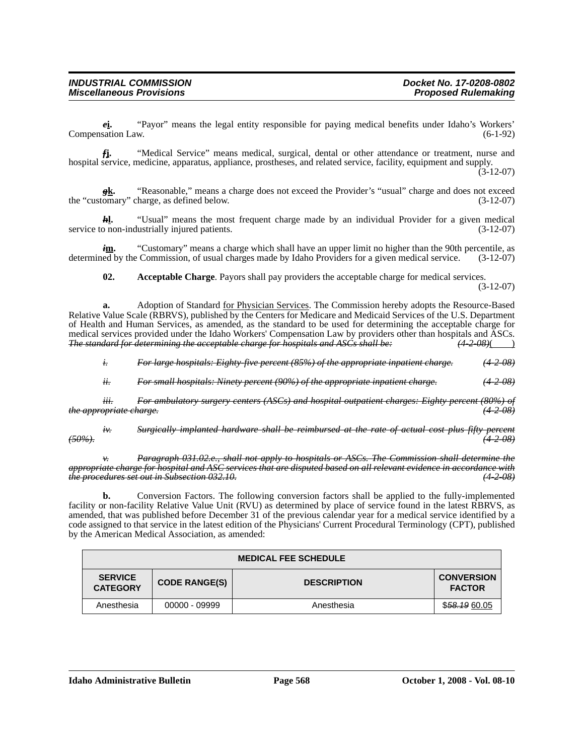*e*__i__. "Payor" means the legal entity responsible for paying medical benefits under Idaho's Workers' Compensation Law. (6-1-92)

*f*__j__. "Medical Service" means medical, surgical, dental or other attendance or treatment, nurse and hospital service, medicine, apparatus, appliance, prostheses, and related service, facility, equipment and supply. (3-12-07)

*g*__k__. "Reasonable," means a charge does not exceed the Provider's "usual" charge and does not exceed the "customary" charge, as defined below. (3-12-07)

*h*__l__. "Usual" means the most frequent charge made by an individual Provider for a given medical service to non-industrially injured patients. (3-12-07)

*i*__m__. "Customary" means a charge which shall have an upper limit no higher than the 90th percentile, as determined by the Commission, of usual charges made by Idaho Providers for a given medical service. (3-12-07)

**02. Acceptable Charge**. Payors shall pay providers the acceptable charge for medical services. (3-12-07)

**a.** Adoption of Standard __for Physician Services__. The Commission hereby adopts the Resource-Based Relative Value Scale (RBRVS), published by the Centers for Medicare and Medicaid Services of the U.S. Department of Health and Human Services, as amended, as the standard to be used for determining the acceptable charge for medical services provided under the Idaho Workers' Compensation Law by providers other than hospitals and ASCs. ~~*The standard for determining the acceptable charge for hospitals and ASCs shall be:*~~ ~~*(4-2-08)*~~(    )

~~*i. For large hospitals: Eighty-five percent (85%) of the appropriate inpatient charge. (4-2-08)*~~

~~*ii. For small hospitals: Ninety percent (90%) of the appropriate inpatient charge. (4-2-08)*~~

~~*iii. For ambulatory surgery centers (ASCs) and hospital outpatient charges: Eighty percent (80%) of the appropriate charge. (4-2-08)*~~

~~*iv. Surgically implanted hardware shall be reimbursed at the rate of actual cost plus fifty percent (50%). (4-2-08)*~~

~~*v. Paragraph 031.02.e., shall not apply to hospitals or ASCs. The Commission shall determine the appropriate charge for hospital and ASC services that are disputed based on all relevant evidence in accordance with the procedures set out in Subsection 032.10. (4-2-08)*~~

**b.** Conversion Factors. The following conversion factors shall be applied to the fully-implemented facility or non-facility Relative Value Unit (RVU) as determined by place of service found in the latest RBRVS, as amended, that was published before December 31 of the previous calendar year for a medical service identified by a code assigned to that service in the latest edition of the Physicians' Current Procedural Terminology (CPT), published by the American Medical Association, as amended:

| MEDICAL FEE SCHEDULE | | | |
|---|---|---|---|
| **SERVICE CATEGORY** | **CODE RANGE(S)** | **DESCRIPTION** | **CONVERSION FACTOR** |
| Anesthesia | 00000 - 09999 | Anesthesia | $~~*58.19*~~ __60.05__ |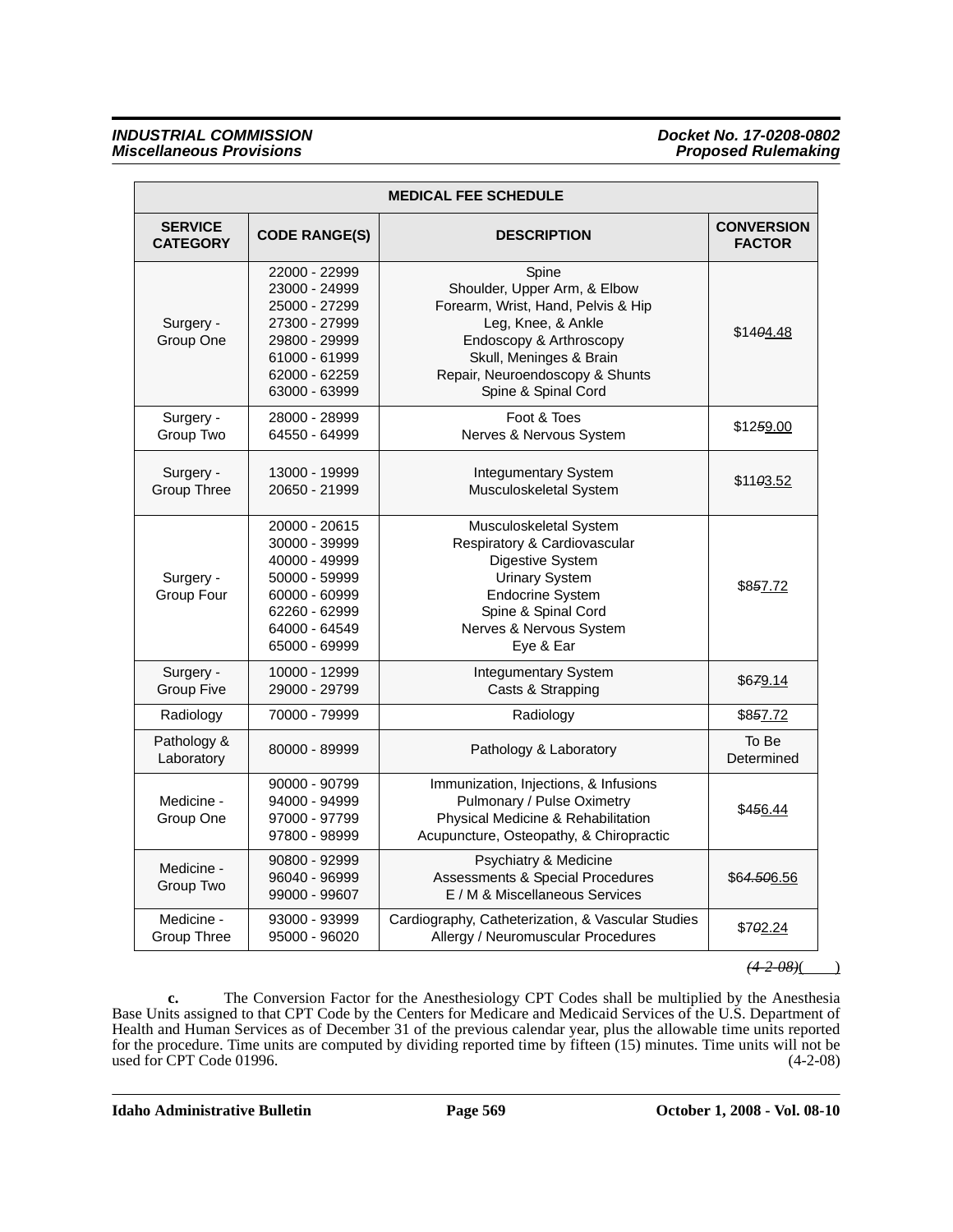| MEDICAL FEE SCHEDULE | | | |
|---|---|---|---|
| **SERVICE CATEGORY** | **CODE RANGE(S)** | **DESCRIPTION** | **CONVERSION FACTOR** |
| Surgery - Group One | 22000 - 22999<br>23000 - 24999<br>25000 - 27299<br>27300 - 27999<br>29800 - 29999<br>61000 - 61999<br>62000 - 62259<br>63000 - 63999 | Spine<br>Shoulder, Upper Arm, & Elbow<br>Forearm, Wrist, Hand, Pelvis & Hip<br>Leg, Knee, & Ankle<br>Endoscopy & Arthroscopy<br>Skull, Meninges & Brain<br>Repair, Neuroendoscopy & Shunts<br>Spine & Spinal Cord | $140~~0~~4.48 |
| Surgery - Group Two | 28000 - 28999<br>64550 - 64999 | Foot & Toes<br>Nerves & Nervous System | $125~~9~~9.00 |
| Surgery - Group Three | 13000 - 19999<br>20650 - 21999 | Integumentary System<br>Musculoskeletal System | $110~~0~~3.52 |
| Surgery - Group Four | 20000 - 20615<br>30000 - 39999<br>40000 - 49999<br>50000 - 59999<br>60000 - 60999<br>62260 - 62999<br>64000 - 64549<br>65000 - 69999 | Musculoskeletal System<br>Respiratory & Cardiovascular<br>Digestive System<br>Urinary System<br>Endocrine System<br>Spine & Spinal Cord<br>Nerves & Nervous System<br>Eye & Ear | $85~~5~~7.72 |
| Surgery - Group Five | 10000 - 12999<br>29000 - 29799 | Integumentary System<br>Casts & Strapping | $67~~7~~9.14 |
| Radiology | 70000 - 79999 | Radiology | $85~~5~~7.72 |
| Pathology & Laboratory | 80000 - 89999 | Pathology & Laboratory | To Be Determined |
| Medicine - Group One | 90000 - 90799<br>94000 - 94999<br>97000 - 97799<br>97800 - 98999 | Immunization, Injections, & Infusions<br>Pulmonary / Pulse Oximetry<br>Physical Medicine & Rehabilitation<br>Acupuncture, Osteopathy, & Chiropractic | $45~~5~~6.44 |
| Medicine - Group Two | 90800 - 92999<br>96040 - 96999<br>99000 - 99607 | Psychiatry & Medicine<br>Assessments & Special Procedures<br>E / M & Miscellaneous Services | $6~~4.50~~6.56 |
| Medicine - Group Three | 93000 - 93999<br>95000 - 96020 | Cardiography, Catheterization, & Vascular Studies<br>Allergy / Neuromuscular Procedures | $7~~0~~02.24 |

~~(4-2-08)~~(    )

**c.** The Conversion Factor for the Anesthesiology CPT Codes shall be multiplied by the Anesthesia Base Units assigned to that CPT Code by the Centers for Medicare and Medicaid Services of the U.S. Department of Health and Human Services as of December 31 of the previous calendar year, plus the allowable time units reported for the procedure. Time units are computed by dividing reported time by fifteen (15) minutes. Time units will not be used for CPT Code 01996. (4-2-08)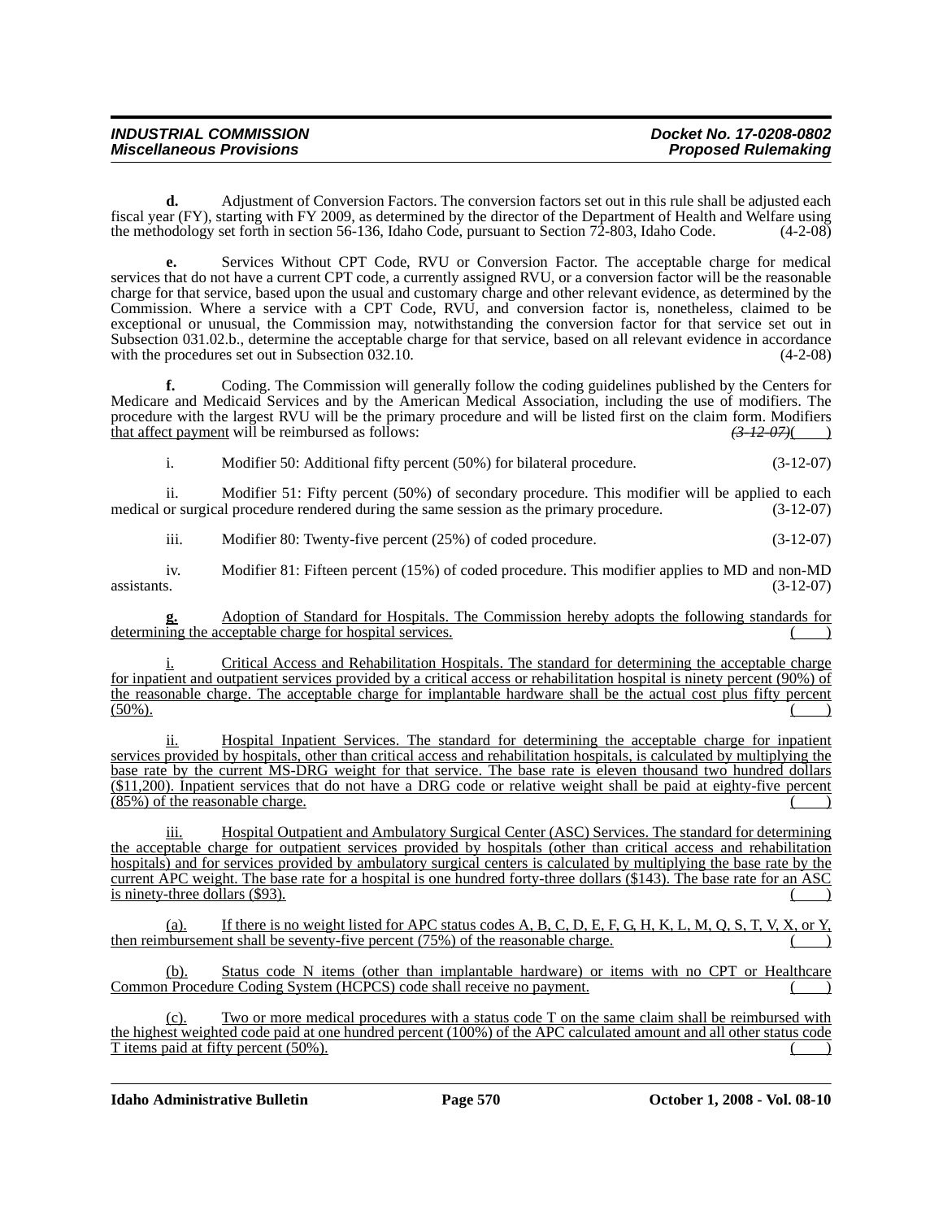**d.** Adjustment of Conversion Factors. The conversion factors set out in this rule shall be adjusted each fiscal year (FY), starting with FY 2009, as determined by the director of the Department of Health and Welfare using the methodology set forth in section 56-136, Idaho Code, pursuant to Section 72-803, Idaho Code. (4-2-08)

**e.** Services Without CPT Code, RVU or Conversion Factor. The acceptable charge for medical services that do not have a current CPT code, a currently assigned RVU, or a conversion factor will be the reasonable charge for that service, based upon the usual and customary charge and other relevant evidence, as determined by the Commission. Where a service with a CPT Code, RVU, and conversion factor is, nonetheless, claimed to be exceptional or unusual, the Commission may, notwithstanding the conversion factor for that service set out in Subsection 031.02.b., determine the acceptable charge for that service, based on all relevant evidence in accordance with the procedures set out in Subsection 032.10. (4-2-08)

**f.** Coding. The Commission will generally follow the coding guidelines published by the Centers for Medicare and Medicaid Services and by the American Medical Association, including the use of modifiers. The procedure with the largest RVU will be the primary procedure and will be listed first on the claim form. Modifiers <u>that affect payment</u> will be reimbursed as follows: ~~(3-12-07)~~( )

i. Modifier 50: Additional fifty percent (50%) for bilateral procedure. (3-12-07)

ii. Modifier 51: Fifty percent (50%) of secondary procedure. This modifier will be applied to each medical or surgical procedure rendered during the same session as the primary procedure. (3-12-07)

iii. Modifier 80: Twenty-five percent (25%) of coded procedure. (3-12-07)

iv. Modifier 81: Fifteen percent (15%) of coded procedure. This modifier applies to MD and non-MD assistants. (3-12-07)

<u>**g.** Adoption of Standard for Hospitals. The Commission hereby adopts the following standards for determining the acceptable charge for hospital services. ( )</u>

<u>i. Critical Access and Rehabilitation Hospitals. The standard for determining the acceptable charge for inpatient and outpatient services provided by a critical access or rehabilitation hospital is ninety percent (90%) of the reasonable charge. The acceptable charge for implantable hardware shall be the actual cost plus fifty percent (50%). ( )</u>

<u>ii. Hospital Inpatient Services. The standard for determining the acceptable charge for inpatient services provided by hospitals, other than critical access and rehabilitation hospitals, is calculated by multiplying the base rate by the current MS-DRG weight for that service. The base rate is eleven thousand two hundred dollars ($11,200). Inpatient services that do not have a DRG code or relative weight shall be paid at eighty-five percent (85%) of the reasonable charge. ( )</u>

<u>iii. Hospital Outpatient and Ambulatory Surgical Center (ASC) Services. The standard for determining the acceptable charge for outpatient services provided by hospitals (other than critical access and rehabilitation hospitals) and for services provided by ambulatory surgical centers is calculated by multiplying the base rate by the current APC weight. The base rate for a hospital is one hundred forty-three dollars ($143). The base rate for an ASC is ninety-three dollars ($93). ( )</u>

<u>(a). If there is no weight listed for APC status codes A, B, C, D, E, F, G, H, K, L, M, Q, S, T, V, X, or Y, then reimbursement shall be seventy-five percent (75%) of the reasonable charge. ( )</u>

<u>(b). Status code N items (other than implantable hardware) or items with no CPT or Healthcare Common Procedure Coding System (HCPCS) code shall receive no payment. ( )</u>

<u>(c). Two or more medical procedures with a status code T on the same claim shall be reimbursed with the highest weighted code paid at one hundred percent (100%) of the APC calculated amount and all other status code T items paid at fifty percent (50%). ( )</u>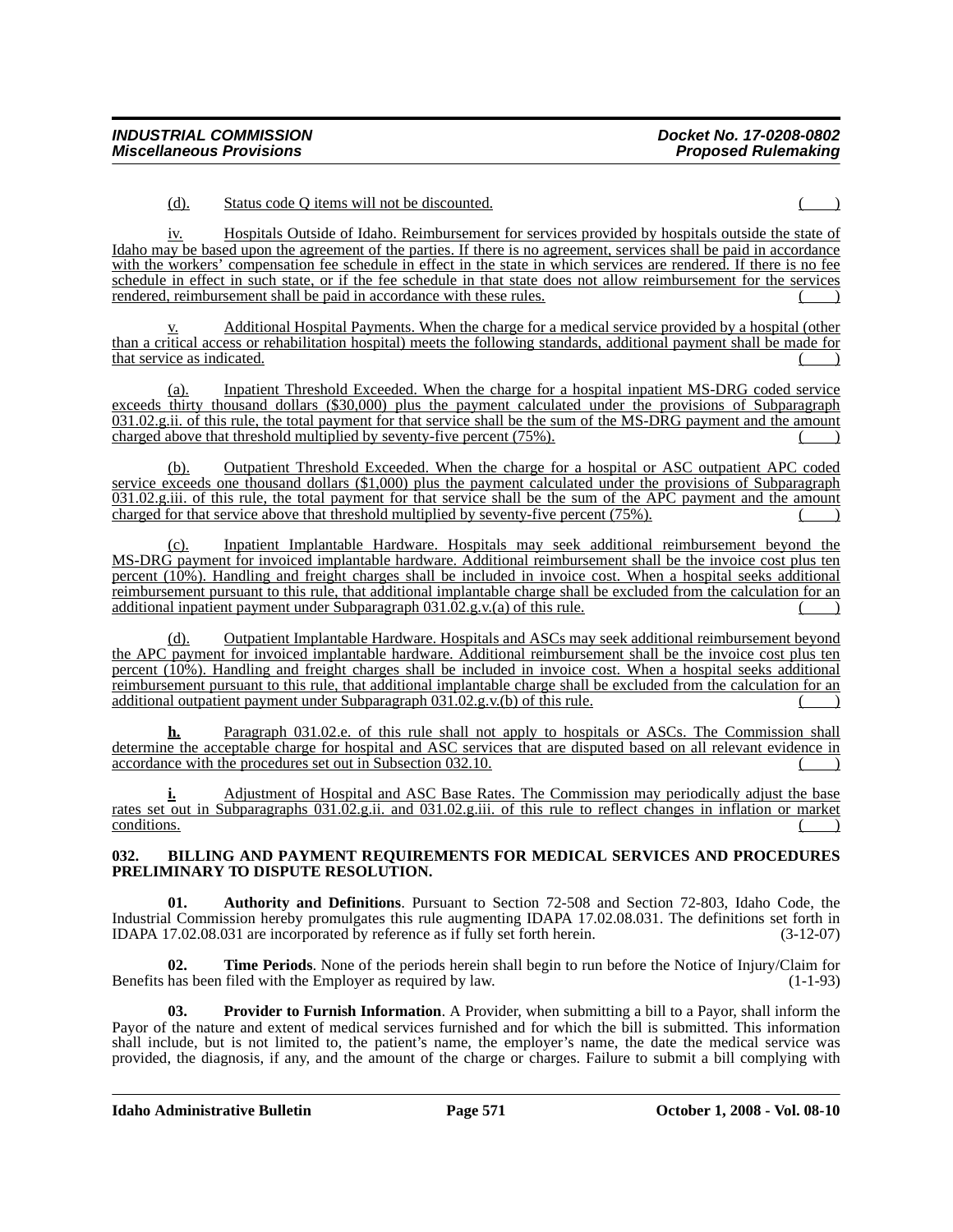(d). Status code Q items will not be discounted. ( )

iv. Hospitals Outside of Idaho. Reimbursement for services provided by hospitals outside the state of Idaho may be based upon the agreement of the parties. If there is no agreement, services shall be paid in accordance with the workers' compensation fee schedule in effect in the state in which services are rendered. If there is no fee schedule in effect in such state, or if the fee schedule in that state does not allow reimbursement for the services rendered, reimbursement shall be paid in accordance with these rules. ( )

v. Additional Hospital Payments. When the charge for a medical service provided by a hospital (other than a critical access or rehabilitation hospital) meets the following standards, additional payment shall be made for that service as indicated. ( )

(a). Inpatient Threshold Exceeded. When the charge for a hospital inpatient MS-DRG coded service exceeds thirty thousand dollars ($30,000) plus the payment calculated under the provisions of Subparagraph 031.02.g.ii. of this rule, the total payment for that service shall be the sum of the MS-DRG payment and the amount charged above that threshold multiplied by seventy-five percent (75%). ( )

(b). Outpatient Threshold Exceeded. When the charge for a hospital or ASC outpatient APC coded service exceeds one thousand dollars ($1,000) plus the payment calculated under the provisions of Subparagraph 031.02.g.iii. of this rule, the total payment for that service shall be the sum of the APC payment and the amount charged for that service above that threshold multiplied by seventy-five percent (75%). ( )

(c). Inpatient Implantable Hardware. Hospitals may seek additional reimbursement beyond the MS-DRG payment for invoiced implantable hardware. Additional reimbursement shall be the invoice cost plus ten percent (10%). Handling and freight charges shall be included in invoice cost. When a hospital seeks additional reimbursement pursuant to this rule, that additional implantable charge shall be excluded from the calculation for an additional inpatient payment under Subparagraph 031.02.g.v.(a) of this rule. ( )

(d). Outpatient Implantable Hardware. Hospitals and ASCs may seek additional reimbursement beyond the APC payment for invoiced implantable hardware. Additional reimbursement shall be the invoice cost plus ten percent (10%). Handling and freight charges shall be included in invoice cost. When a hospital seeks additional reimbursement pursuant to this rule, that additional implantable charge shall be excluded from the calculation for an additional outpatient payment under Subparagraph 031.02.g.v.(b) of this rule. ( )

**h.** Paragraph 031.02.e. of this rule shall not apply to hospitals or ASCs. The Commission shall determine the acceptable charge for hospital and ASC services that are disputed based on all relevant evidence in accordance with the procedures set out in Subsection 032.10. ( )

**i.** Adjustment of Hospital and ASC Base Rates. The Commission may periodically adjust the base rates set out in Subparagraphs 031.02.g.ii. and 031.02.g.iii. of this rule to reflect changes in inflation or market conditions. ( )

## 032. BILLING AND PAYMENT REQUIREMENTS FOR MEDICAL SERVICES AND PROCEDURES PRELIMINARY TO DISPUTE RESOLUTION.

**01. Authority and Definitions**. Pursuant to Section 72-508 and Section 72-803, Idaho Code, the Industrial Commission hereby promulgates this rule augmenting IDAPA 17.02.08.031. The definitions set forth in IDAPA 17.02.08.031 are incorporated by reference as if fully set forth herein. (3-12-07)

**02. Time Periods**. None of the periods herein shall begin to run before the Notice of Injury/Claim for Benefits has been filed with the Employer as required by law. (1-1-93)

**03. Provider to Furnish Information**. A Provider, when submitting a bill to a Payor, shall inform the Payor of the nature and extent of medical services furnished and for which the bill is submitted. This information shall include, but is not limited to, the patient's name, the employer's name, the date the medical service was provided, the diagnosis, if any, and the amount of the charge or charges. Failure to submit a bill complying with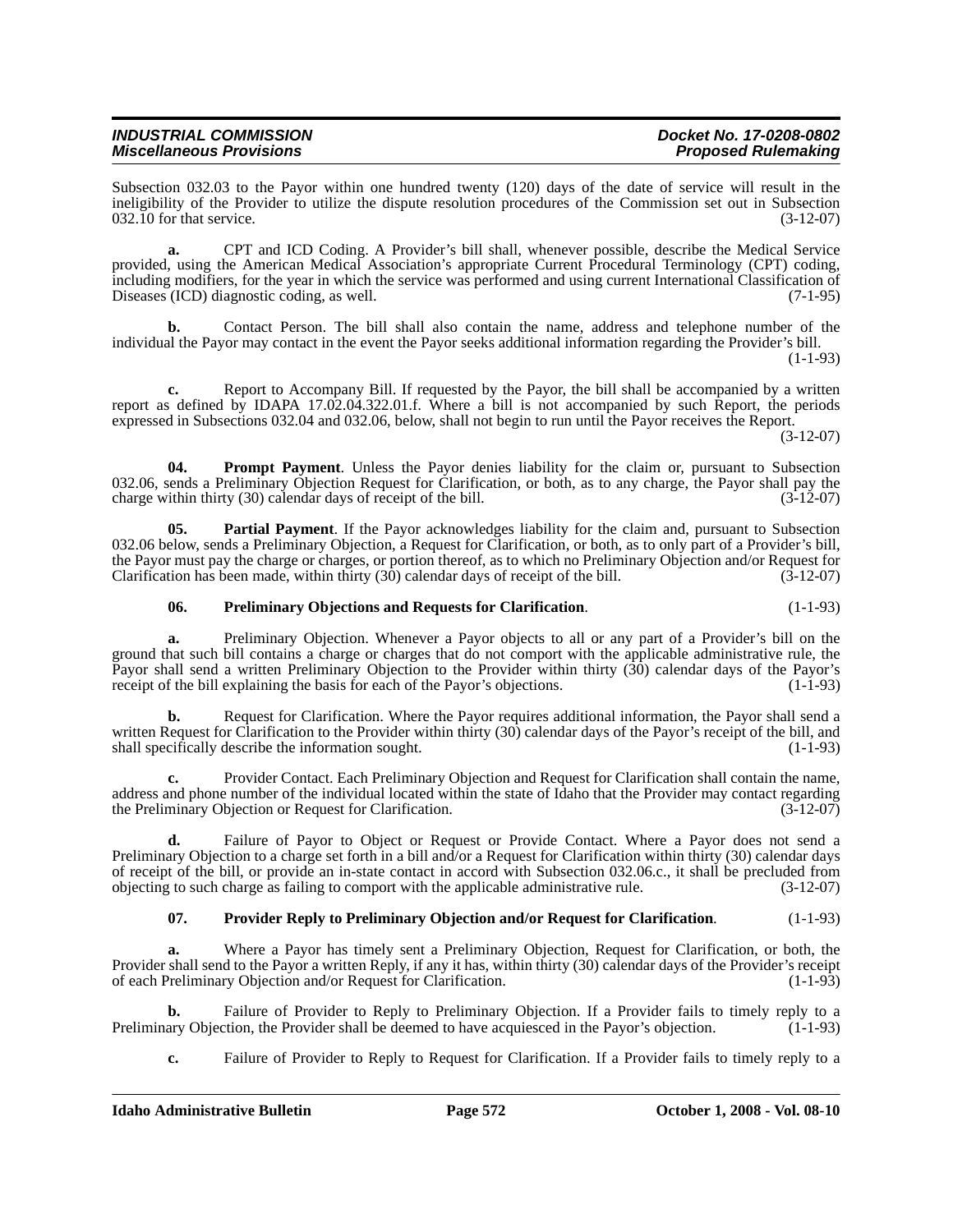Subsection 032.03 to the Payor within one hundred twenty (120) days of the date of service will result in the ineligibility of the Provider to utilize the dispute resolution procedures of the Commission set out in Subsection 032.10 for that service. (3-12-07)

**a.** CPT and ICD Coding. A Provider's bill shall, whenever possible, describe the Medical Service provided, using the American Medical Association's appropriate Current Procedural Terminology (CPT) coding, including modifiers, for the year in which the service was performed and using current International Classification of Diseases (ICD) diagnostic coding, as well. (7-1-95)

**b.** Contact Person. The bill shall also contain the name, address and telephone number of the individual the Payor may contact in the event the Payor seeks additional information regarding the Provider's bill. (1-1-93)

**c.** Report to Accompany Bill. If requested by the Payor, the bill shall be accompanied by a written report as defined by IDAPA 17.02.04.322.01.f. Where a bill is not accompanied by such Report, the periods expressed in Subsections 032.04 and 032.06, below, shall not begin to run until the Payor receives the Report. (3-12-07)

**04. Prompt Payment**. Unless the Payor denies liability for the claim or, pursuant to Subsection 032.06, sends a Preliminary Objection Request for Clarification, or both, as to any charge, the Payor shall pay the charge within thirty (30) calendar days of receipt of the bill. (3-12-07)

**05. Partial Payment**. If the Payor acknowledges liability for the claim and, pursuant to Subsection 032.06 below, sends a Preliminary Objection, a Request for Clarification, or both, as to only part of a Provider's bill, the Payor must pay the charge or charges, or portion thereof, as to which no Preliminary Objection and/or Request for Clarification has been made, within thirty (30) calendar days of receipt of the bill. (3-12-07)

**06. Preliminary Objections and Requests for Clarification**. (1-1-93)

**a.** Preliminary Objection. Whenever a Payor objects to all or any part of a Provider's bill on the ground that such bill contains a charge or charges that do not comport with the applicable administrative rule, the Payor shall send a written Preliminary Objection to the Provider within thirty (30) calendar days of the Payor's receipt of the bill explaining the basis for each of the Payor's objections. (1-1-93)

**b.** Request for Clarification. Where the Payor requires additional information, the Payor shall send a written Request for Clarification to the Provider within thirty (30) calendar days of the Payor's receipt of the bill, and shall specifically describe the information sought. (1-1-93)

**c.** Provider Contact. Each Preliminary Objection and Request for Clarification shall contain the name, address and phone number of the individual located within the state of Idaho that the Provider may contact regarding the Preliminary Objection or Request for Clarification. (3-12-07)

**d.** Failure of Payor to Object or Request or Provide Contact. Where a Payor does not send a Preliminary Objection to a charge set forth in a bill and/or a Request for Clarification within thirty (30) calendar days of receipt of the bill, or provide an in-state contact in accord with Subsection 032.06.c., it shall be precluded from objecting to such charge as failing to comport with the applicable administrative rule. (3-12-07)

**07. Provider Reply to Preliminary Objection and/or Request for Clarification**. (1-1-93)

**a.** Where a Payor has timely sent a Preliminary Objection, Request for Clarification, or both, the Provider shall send to the Payor a written Reply, if any it has, within thirty (30) calendar days of the Provider's receipt of each Preliminary Objection and/or Request for Clarification. (1-1-93)

**b.** Failure of Provider to Reply to Preliminary Objection. If a Provider fails to timely reply to a Preliminary Objection, the Provider shall be deemed to have acquiesced in the Payor's objection. (1-1-93)

**c.** Failure of Provider to Reply to Request for Clarification. If a Provider fails to timely reply to a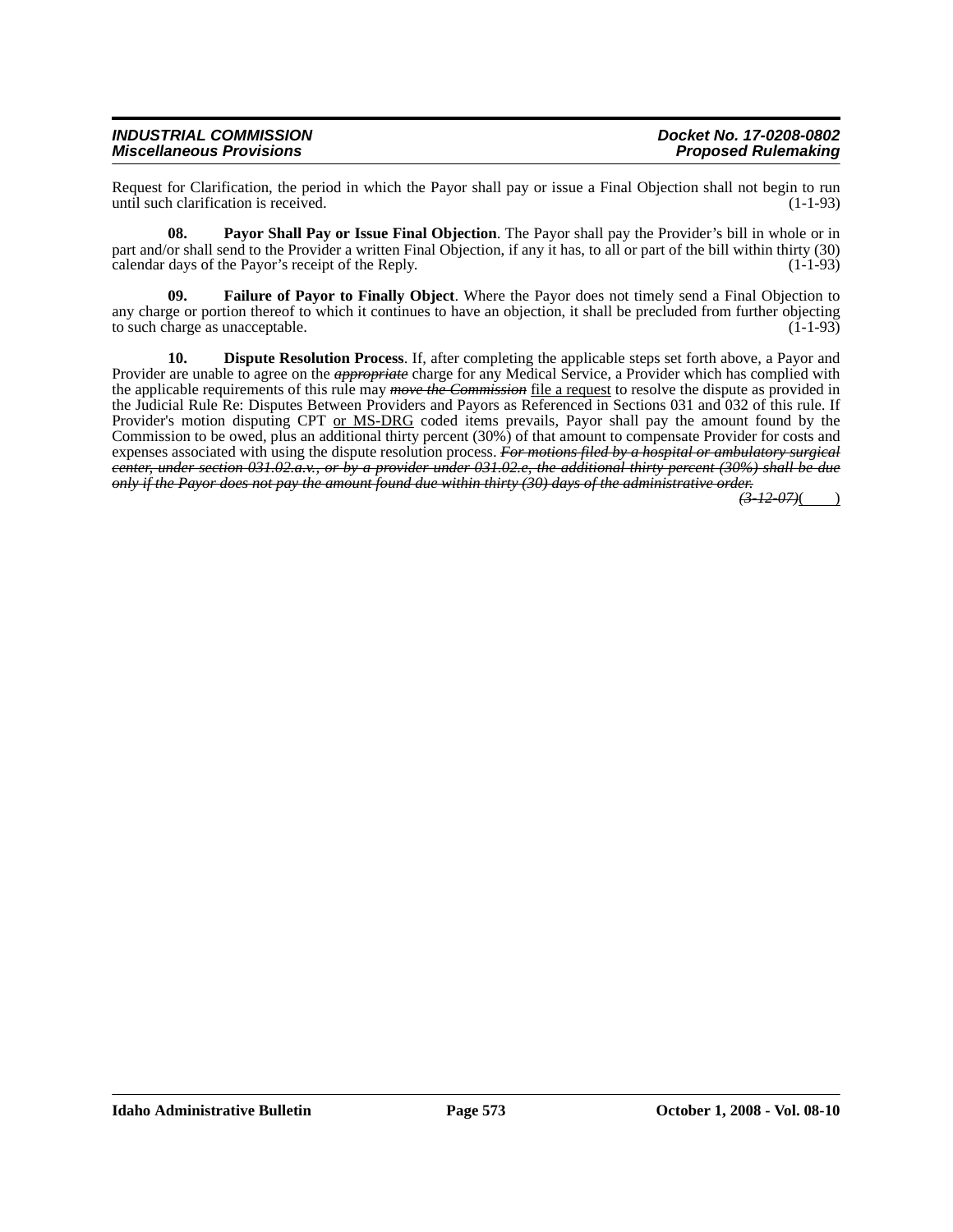Request for Clarification, the period in which the Payor shall pay or issue a Final Objection shall not begin to run until such clarification is received. (1-1-93)

**08. Payor Shall Pay or Issue Final Objection**. The Payor shall pay the Provider's bill in whole or in part and/or shall send to the Provider a written Final Objection, if any it has, to all or part of the bill within thirty (30) calendar days of the Payor's receipt of the Reply. (1-1-93)

**09. Failure of Payor to Finally Object**. Where the Payor does not timely send a Final Objection to any charge or portion thereof to which it continues to have an objection, it shall be precluded from further objecting to such charge as unacceptable. (1-1-93)

**10. Dispute Resolution Process**. If, after completing the applicable steps set forth above, a Payor and Provider are unable to agree on the ~~*appropriate*~~ charge for any Medical Service, a Provider which has complied with the applicable requirements of this rule may ~~*move the Commission*~~ <u>file a request</u> to resolve the dispute as provided in the Judicial Rule Re: Disputes Between Providers and Payors as Referenced in Sections 031 and 032 of this rule. If Provider's motion disputing CPT <u>or MS-DRG</u> coded items prevails, Payor shall pay the amount found by the Commission to be owed, plus an additional thirty percent (30%) of that amount to compensate Provider for costs and expenses associated with using the dispute resolution process. ~~*For motions filed by a hospital or ambulatory surgical center, under section 031.02.a.v., or by a provider under 031.02.e, the additional thirty percent (30%) shall be due only if the Payor does not pay the amount found due within thirty (30) days of the administrative order.*~~ ~~*(3-12-07)*~~( )